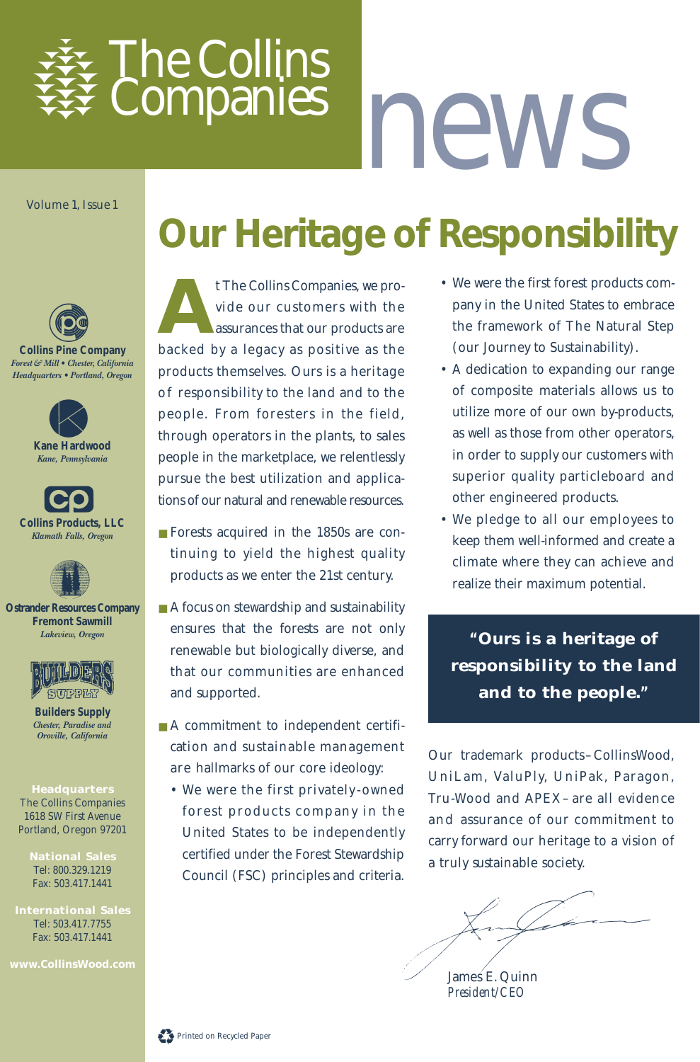# The Collins Companies news

Volume 1, Issue 1

**Collins Pine Company**
*Forest & Mill • Chester, California*
*Headquarters • Portland, Oregon*

**Kane Hardwood**
*Kane, Pennsylvania*

**Collins Products, LLC**
*Klamath Falls, Oregon*

**Ostrander Resources Company**
**Fremont Sawmill**
*Lakeview, Oregon*

**Builders Supply**
*Chester, Paradise and Oroville, California*

**Headquarters**
The Collins Companies
1618 SW First Avenue
Portland, Oregon 97201

**National Sales**
Tel: 800.329.1219
Fax: 503.417.1441

**International Sales**
Tel: 503.417.7755
Fax: 503.417.1441

**www.CollinsWood.com**

## Our Heritage of Responsibility

At The Collins Companies, we provide our customers with the assurances that our products are backed by a legacy as positive as the products themselves. Ours is a heritage of responsibility to the land and to the people. From foresters in the field, through operators in the plants, to sales people in the marketplace, we relentlessly pursue the best utilization and applications of our natural and renewable resources.

- Forests acquired in the 1850s are continuing to yield the highest quality products as we enter the 21st century.
- A focus on stewardship and sustainability ensures that the forests are not only renewable but biologically diverse, and that our communities are enhanced and supported.
- A commitment to independent certification and sustainable management are hallmarks of our core ideology:
  - We were the first privately-owned forest products company in the United States to be independently certified under the Forest Stewardship Council (FSC) principles and criteria.
  - We were the first forest products company in the United States to embrace the framework of The Natural Step (our Journey to Sustainability).
  - A dedication to expanding our range of composite materials allows us to utilize more of our own by-products, as well as those from other operators, in order to supply our customers with superior quality particleboard and other engineered products.
  - We pledge to all our employees to keep them well-informed and create a climate where they can achieve and realize their maximum potential.

**"Ours is a heritage of responsibility to the land and to the people."**

Our trademark products–CollinsWood, UniLam, ValuPly, UniPak, Paragon, Tru-Wood and APEX–are all evidence and assurance of our commitment to carry forward our heritage to a vision of a truly sustainable society.

James E. Quinn
*President/CEO*

Printed on Recycled Paper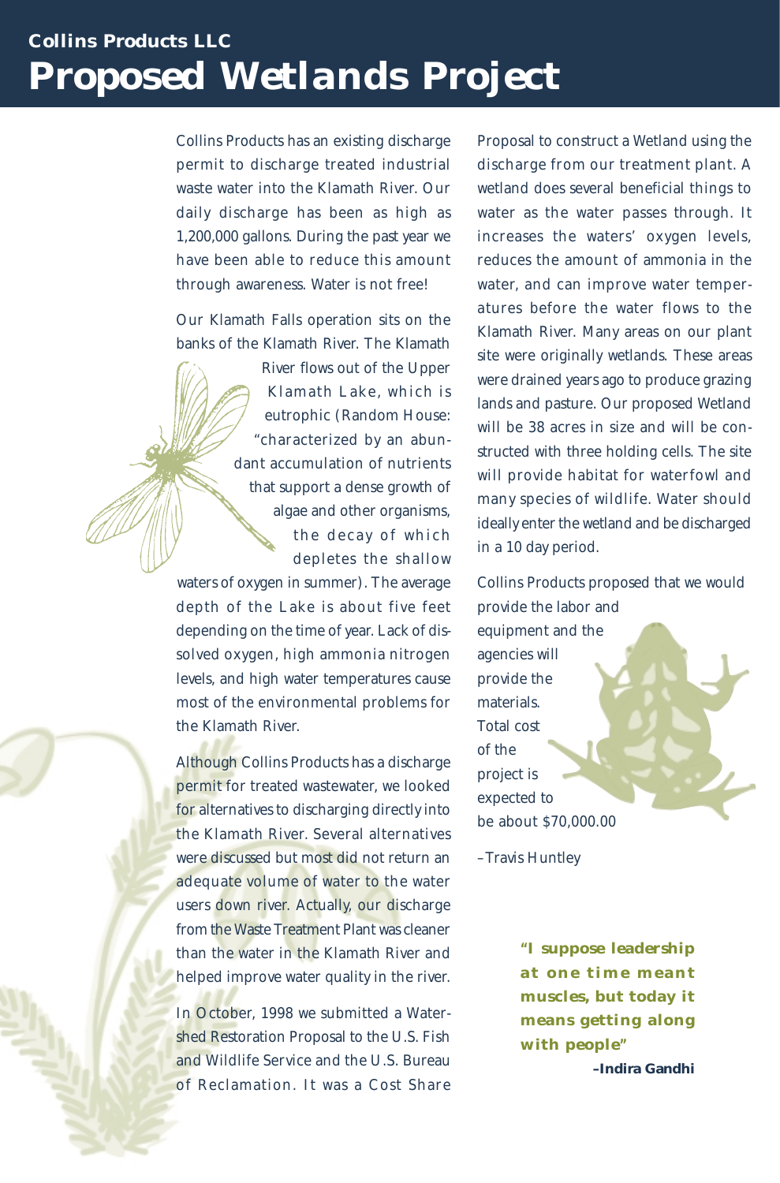## Collins Products LLC

# Proposed Wetlands Project

Collins Products has an existing discharge permit to discharge treated industrial waste water into the Klamath River. Our daily discharge has been as high as 1,200,000 gallons. During the past year we have been able to reduce this amount through awareness. Water is not free!

Our Klamath Falls operation sits on the banks of the Klamath River. The Klamath River flows out of the Upper Klamath Lake, which is eutrophic (Random House: "characterized by an abundant accumulation of nutrients that support a dense growth of algae and other organisms, the decay of which depletes the shallow waters of oxygen in summer). The average depth of the Lake is about five feet depending on the time of year. Lack of dissolved oxygen, high ammonia nitrogen levels, and high water temperatures cause most of the environmental problems for the Klamath River.

Although Collins Products has a discharge permit for treated wastewater, we looked for alternatives to discharging directly into the Klamath River. Several alternatives were discussed but most did not return an adequate volume of water to the water users down river. Actually, our discharge from the Waste Treatment Plant was cleaner than the water in the Klamath River and helped improve water quality in the river.

In October, 1998 we submitted a Watershed Restoration Proposal to the U.S. Fish and Wildlife Service and the U.S. Bureau of Reclamation. It was a Cost Share Proposal to construct a Wetland using the discharge from our treatment plant. A wetland does several beneficial things to water as the water passes through. It increases the waters' oxygen levels, reduces the amount of ammonia in the water, and can improve water temperatures before the water flows to the Klamath River. Many areas on our plant site were originally wetlands. These areas were drained years ago to produce grazing lands and pasture. Our proposed Wetland will be 38 acres in size and will be constructed with three holding cells. The site will provide habitat for waterfowl and many species of wildlife. Water should ideally enter the wetland and be discharged in a 10 day period.

Collins Products proposed that we would provide the labor and equipment and the agencies will provide the materials. Total cost of the project is expected to be about $70,000.00

–Travis Huntley

> **"I suppose leadership at one time meant muscles, but today it means getting along with people"**
>
> **–Indira Gandhi**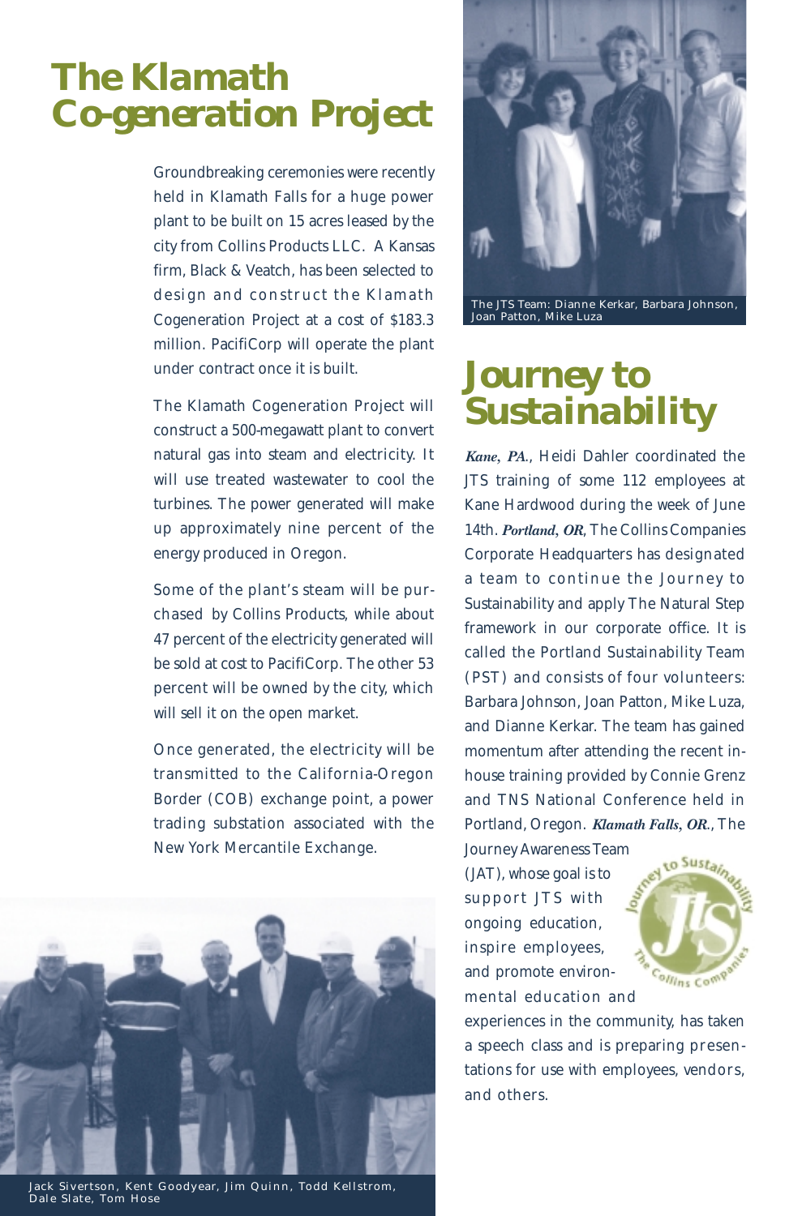# The Klamath Co-generation Project

Groundbreaking ceremonies were recently held in Klamath Falls for a huge power plant to be built on 15 acres leased by the city from Collins Products LLC. A Kansas firm, Black & Veatch, has been selected to design and construct the Klamath Cogeneration Project at a cost of $183.3 million. PacifiCorp will operate the plant under contract once it is built.

The Klamath Cogeneration Project will construct a 500-megawatt plant to convert natural gas into steam and electricity. It will use treated wastewater to cool the turbines. The power generated will make up approximately nine percent of the energy produced in Oregon.

Some of the plant's steam will be purchased by Collins Products, while about 47 percent of the electricity generated will be sold at cost to PacifiCorp. The other 53 percent will be owned by the city, which will sell it on the open market.

Once generated, the electricity will be transmitted to the California-Oregon Border (COB) exchange point, a power trading substation associated with the New York Mercantile Exchange.

Jack Sivertson, Kent Goodyear, Jim Quinn, Todd Kellstrom, Dale Slate, Tom Hose

The JTS Team: Dianne Kerkar, Barbara Johnson, Joan Patton, Mike Luza

# Journey to Sustainability

***Kane, PA.***, Heidi Dahler coordinated the JTS training of some 112 employees at Kane Hardwood during the week of June 14th. ***Portland, OR***, The Collins Companies Corporate Headquarters has designated a team to continue the Journey to Sustainability and apply The Natural Step framework in our corporate office. It is called the Portland Sustainability Team (PST) and consists of four volunteers: Barbara Johnson, Joan Patton, Mike Luza, and Dianne Kerkar. The team has gained momentum after attending the recent in-house training provided by Connie Grenz and TNS National Conference held in Portland, Oregon. ***Klamath Falls, OR.***, The Journey Awareness Team (JAT), whose goal is to support JTS with ongoing education, inspire employees, and promote environmental education and experiences in the community, has taken a speech class and is preparing presentations for use with employees, vendors, and others.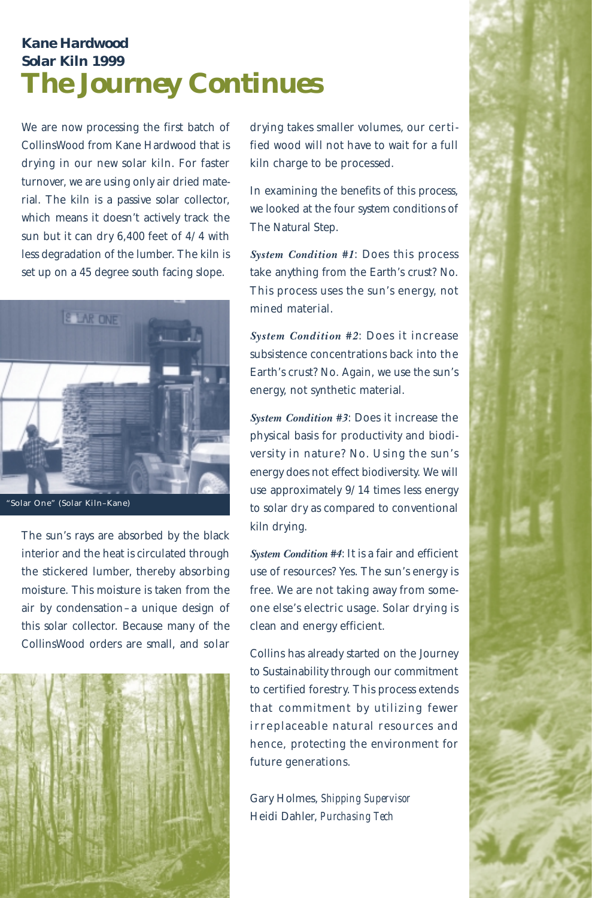**Kane Hardwood**
**Solar Kiln 1999**

# The Journey Continues

We are now processing the first batch of CollinsWood from Kane Hardwood that is drying in our new solar kiln. For faster turnover, we are using only air dried material. The kiln is a passive solar collector, which means it doesn't actively track the sun but it can dry 6,400 feet of 4/4 with less degradation of the lumber. The kiln is set up on a 45 degree south facing slope.

"Solar One" (Solar Kiln–Kane)

The sun's rays are absorbed by the black interior and the heat is circulated through the stickered lumber, thereby absorbing moisture. This moisture is taken from the air by condensation–a unique design of this solar collector. Because many of the CollinsWood orders are small, and solar drying takes smaller volumes, our certified wood will not have to wait for a full kiln charge to be processed.

In examining the benefits of this process, we looked at the four system conditions of The Natural Step.

***System Condition #1***: Does this process take anything from the Earth's crust? No. This process uses the sun's energy, not mined material.

***System Condition #2***: Does it increase subsistence concentrations back into the Earth's crust? No. Again, we use the sun's energy, not synthetic material.

***System Condition #3***: Does it increase the physical basis for productivity and biodiversity in nature? No. Using the sun's energy does not effect biodiversity. We will use approximately 9/14 times less energy to solar dry as compared to conventional kiln drying.

***System Condition #4***: It is a fair and efficient use of resources? Yes. The sun's energy is free. We are not taking away from someone else's electric usage. Solar drying is clean and energy efficient.

Collins has already started on the Journey to Sustainability through our commitment to certified forestry. This process extends that commitment by utilizing fewer irreplaceable natural resources and hence, protecting the environment for future generations.

Gary Holmes, *Shipping Supervisor*
Heidi Dahler, *Purchasing Tech*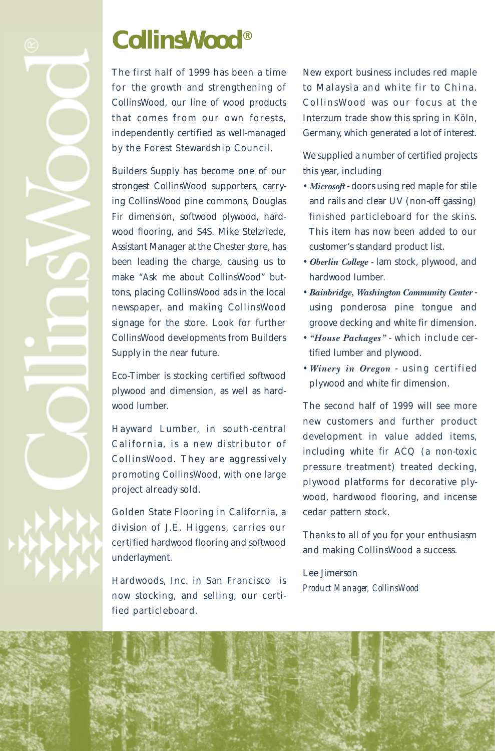# CollinsWood®

The first half of 1999 has been a time for the growth and strengthening of CollinsWood, our line of wood products that comes from our own forests, independently certified as well-managed by the Forest Stewardship Council.

Builders Supply has become one of our strongest CollinsWood supporters, carrying CollinsWood pine commons, Douglas Fir dimension, softwood plywood, hardwood flooring, and S4S. Mike Stelzriede, Assistant Manager at the Chester store, has been leading the charge, causing us to make "Ask me about CollinsWood" buttons, placing CollinsWood ads in the local newspaper, and making CollinsWood signage for the store. Look for further CollinsWood developments from Builders Supply in the near future.

Eco-Timber is stocking certified softwood plywood and dimension, as well as hardwood lumber.

Hayward Lumber, in south-central California, is a new distributor of CollinsWood. They are aggressively promoting CollinsWood, with one large project already sold.

Golden State Flooring in California, a division of J.E. Higgens, carries our certified hardwood flooring and softwood underlayment.

Hardwoods, Inc. in San Francisco is now stocking, and selling, our certified particleboard.

New export business includes red maple to Malaysia and white fir to China. CollinsWood was our focus at the Interzum trade show this spring in Köln, Germany, which generated a lot of interest.

We supplied a number of certified projects this year, including

- ***Microsoft*** - doors using red maple for stile and rails and clear UV (non-off gassing) finished particleboard for the skins. This item has now been added to our customer's standard product list.
- ***Oberlin College*** - lam stock, plywood, and hardwood lumber.
- ***Bainbridge, Washington Community Center*** - using ponderosa pine tongue and groove decking and white fir dimension.
- ***"House Packages"*** - which include certified lumber and plywood.
- ***Winery in Oregon*** - using certified plywood and white fir dimension.

The second half of 1999 will see more new customers and further product development in value added items, including white fir ACQ (a non-toxic pressure treatment) treated decking, plywood platforms for decorative plywood, hardwood flooring, and incense cedar pattern stock.

Thanks to all of you for your enthusiasm and making CollinsWood a success.

Lee Jimerson
*Product Manager, CollinsWood*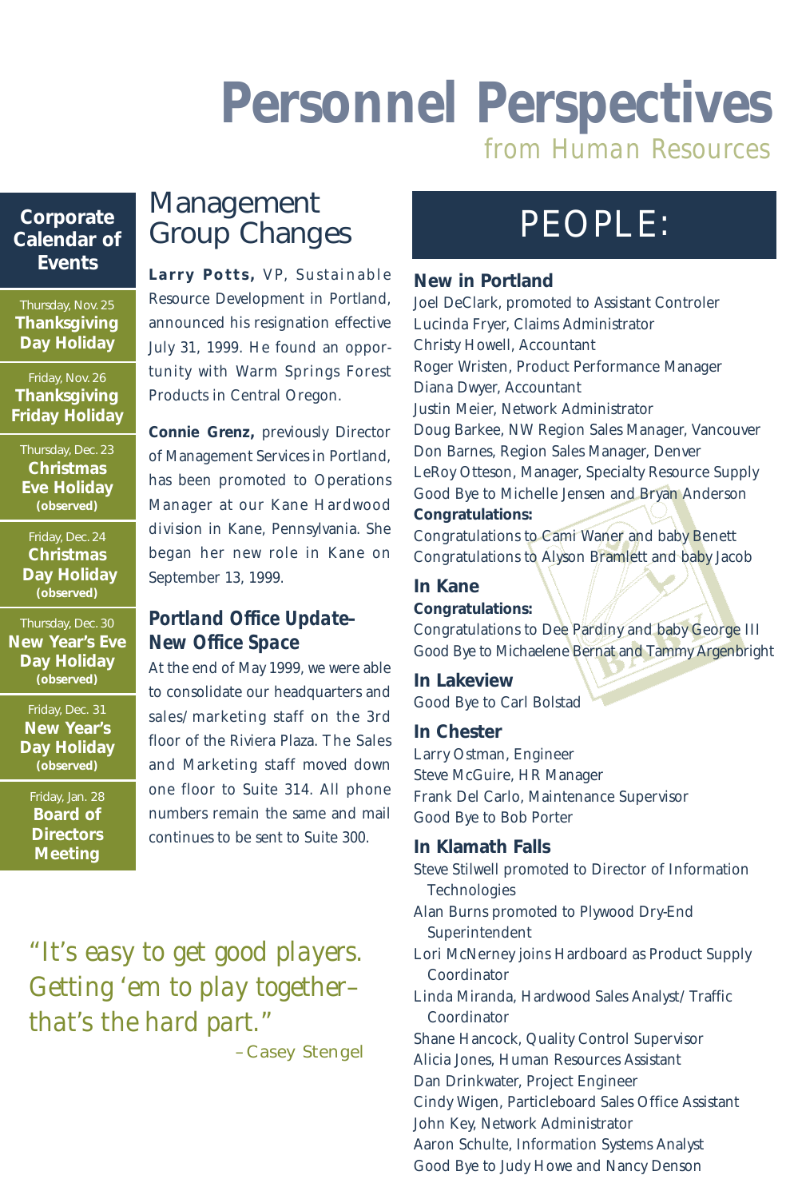# Personnel Perspectives

from Human Resources

## Corporate Calendar of Events

Thursday, Nov. 25
**Thanksgiving Day Holiday**

Friday, Nov. 26
**Thanksgiving Friday Holiday**

Thursday, Dec. 23
**Christmas Eve Holiday (observed)**

Friday, Dec. 24
**Christmas Day Holiday (observed)**

Thursday, Dec. 30
**New Year's Eve Day Holiday (observed)**

Friday, Dec. 31
**New Year's Day Holiday (observed)**

Friday, Jan. 28
**Board of Directors Meeting**

## Management Group Changes

**Larry Potts,** VP, Sustainable Resource Development in Portland, announced his resignation effective July 31, 1999. He found an opportunity with Warm Springs Forest Products in Central Oregon.

**Connie Grenz,** previously Director of Management Services in Portland, has been promoted to Operations Manager at our Kane Hardwood division in Kane, Pennsylvania. She began her new role in Kane on September 13, 1999.

### *Portland Office Update– New Office Space*

At the end of May 1999, we were able to consolidate our headquarters and sales/marketing staff on the 3rd floor of the Riviera Plaza. The Sales and Marketing staff moved down one floor to Suite 314. All phone numbers remain the same and mail continues to be sent to Suite 300.

> "It's easy to get good players. Getting 'em to play together– that's the hard part."
>
> –Casey Stengel

## PEOPLE:

### New in Portland

Joel DeClark, promoted to Assistant Controler
Lucinda Fryer, Claims Administrator
Christy Howell, Accountant
Roger Wristen, Product Performance Manager
Diana Dwyer, Accountant
Justin Meier, Network Administrator
Doug Barkee, NW Region Sales Manager, Vancouver
Don Barnes, Region Sales Manager, Denver
LeRoy Otteson, Manager, Specialty Resource Supply
Good Bye to Michelle Jensen and Bryan Anderson

**Congratulations:**

Congratulations to Cami Waner and baby Benett
Congratulations to Alyson Bramlett and baby Jacob

### In Kane

**Congratulations:**

Congratulations to Dee Pardiny and baby George III
Good Bye to Michaelene Bernat and Tammy Argenbright

### In Lakeview

Good Bye to Carl Bolstad

### In Chester

Larry Ostman, Engineer
Steve McGuire, HR Manager
Frank Del Carlo, Maintenance Supervisor
Good Bye to Bob Porter

### In Klamath Falls

Steve Stilwell promoted to Director of Information Technologies
Alan Burns promoted to Plywood Dry-End Superintendent
Lori McNerney joins Hardboard as Product Supply Coordinator
Linda Miranda, Hardwood Sales Analyst/Traffic Coordinator
Shane Hancock, Quality Control Supervisor
Alicia Jones, Human Resources Assistant
Dan Drinkwater, Project Engineer
Cindy Wigen, Particleboard Sales Office Assistant
John Key, Network Administrator
Aaron Schulte, Information Systems Analyst
Good Bye to Judy Howe and Nancy Denson